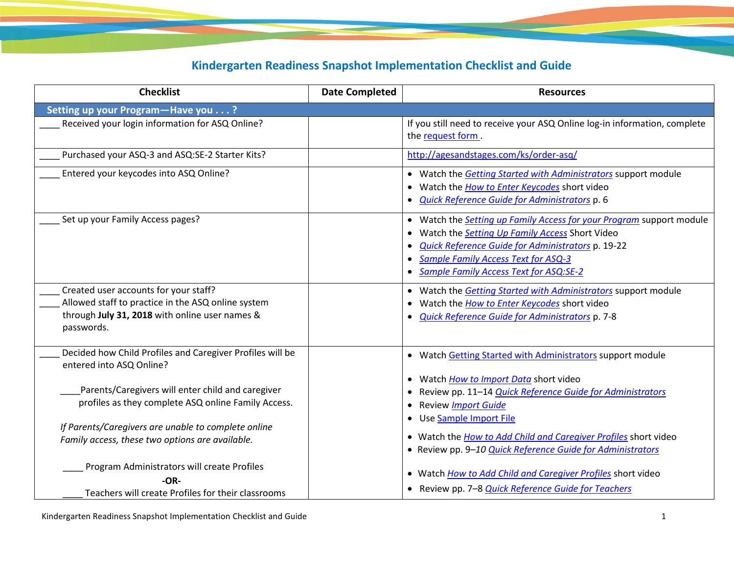# Kindergarten Readiness Snapshot Implementation Checklist and Guide

| Checklist | Date Completed | Resources |
|---|---|---|
| **Setting up your Program—Have you . . . ?** | | |
| ____ Received your login information for ASQ Online? | | If you still need to receive your ASQ Online log-in information, complete the request form . |
| ____ Purchased your ASQ-3 and ASQ:SE-2 Starter Kits? | | http://agesandstages.com/ks/order-asq/ |
| ____ Entered your keycodes into ASQ Online? | | • Watch the *Getting Started with Administrators* support module<br>• Watch the *How to Enter Keycodes* short video<br>• *Quick Reference Guide for Administrators* p. 6 |
| ____ Set up your Family Access pages? | | • Watch the *Setting up Family Access for your Program* support module<br>• Watch the *Setting Up Family Access* Short Video<br>• *Quick Reference Guide for Administrators* p. 19-22<br>• *Sample Family Access Text for ASQ-3*<br>• *Sample Family Access Text for ASQ:SE-2* |
| ____ Created user accounts for your staff?<br>____ Allowed staff to practice in the ASQ online system through **July 31, 2018** with online user names & passwords. | | • Watch the *Getting Started with Administrators* support module<br>• Watch the *How to Enter Keycodes* short video<br>• *Quick Reference Guide for Administrators* p. 7-8 |
| ____ Decided how Child Profiles and Caregiver Profiles will be entered into ASQ Online?<br><br>____Parents/Caregivers will enter child and caregiver profiles as they complete ASQ online Family Access.<br><br>*If Parents/Caregivers are unable to complete online Family access, these two options are available.*<br><br>____ Program Administrators will create Profiles<br>**-OR-**<br>____ Teachers will create Profiles for their classrooms | | • Watch Getting Started with Administrators support module<br><br>• Watch *How to Import Data* short video<br>• Review pp. 11–14 *Quick Reference Guide for Administrators*<br>• Review *Import Guide*<br>• Use Sample Import File<br><br>• Watch the *How to Add Child and Caregiver Profiles* short video<br>• Review pp. 9–*10 Quick Reference Guide for Administrators*<br><br>• Watch *How to Add Child and Caregiver Profiles* short video<br>• Review pp. 7–8 *Quick Reference Guide for Teachers* |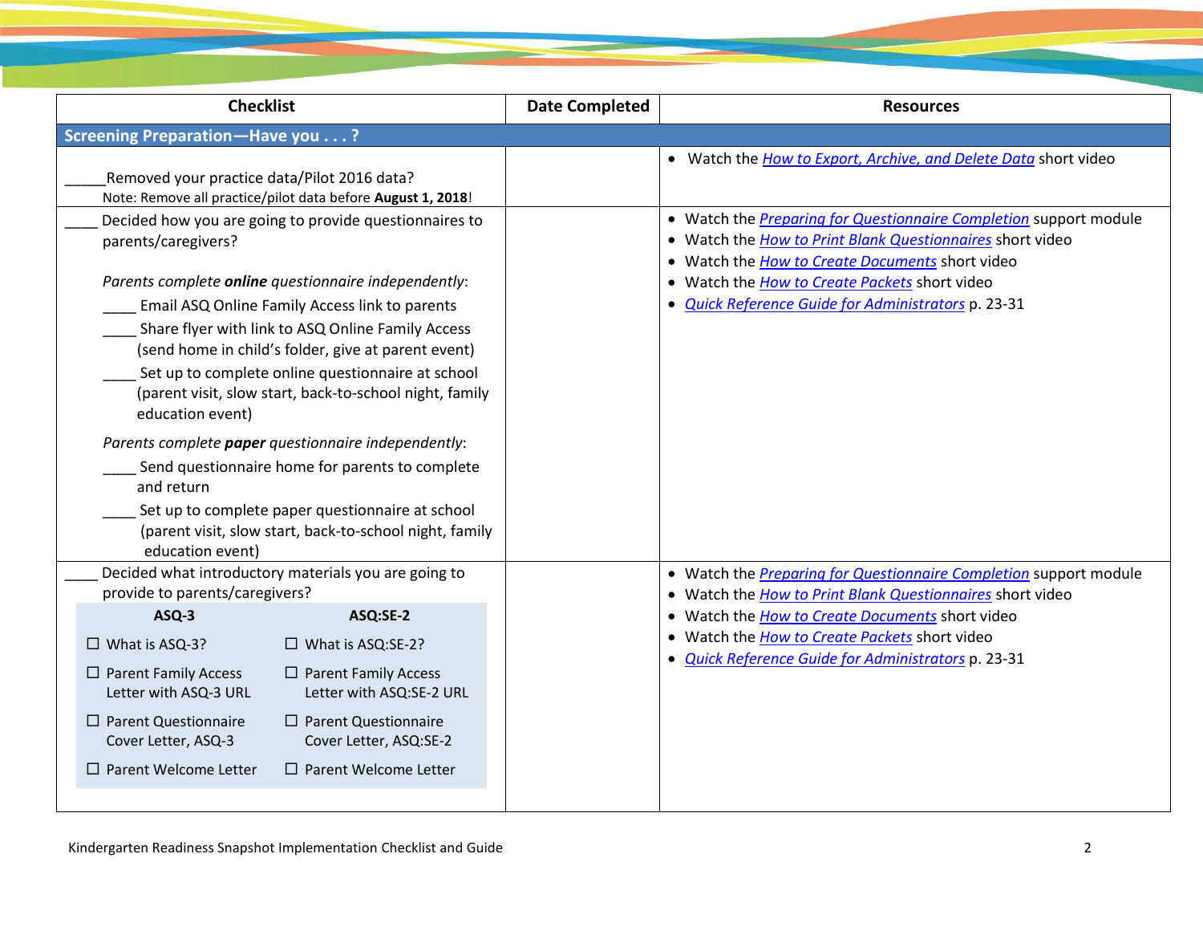| Checklist | Date Completed | Resources |
|---|---|---|
| **Screening Preparation—Have you . . . ?** | | |
| _____Removed your practice data/Pilot 2016 data?<br>Note: Remove all practice/pilot data before **August 1, 2018**! | | • Watch the *How to Export, Archive, and Delete Data* short video |
| ____ Decided how you are going to provide questionnaires to parents/caregivers?<br><br>*Parents complete **online** questionnaire independently*:<br>____ Email ASQ Online Family Access link to parents<br>____ Share flyer with link to ASQ Online Family Access (send home in child's folder, give at parent event)<br>____ Set up to complete online questionnaire at school (parent visit, slow start, back-to-school night, family education event)<br><br>*Parents complete **paper** questionnaire independently*:<br>____ Send questionnaire home for parents to complete and return<br>____ Set up to complete paper questionnaire at school (parent visit, slow start, back-to-school night, family education event) | | • Watch the *Preparing for Questionnaire Completion* support module<br>• Watch the *How to Print Blank Questionnaires* short video<br>• Watch the *How to Create Documents* short video<br>• Watch the *How to Create Packets* short video<br>• *Quick Reference Guide for Administrators* p. 23-31 |
| ____ Decided what introductory materials you are going to provide to parents/caregivers?<br><br>**ASQ-3**<br>☐ What is ASQ-3?<br>☐ Parent Family Access Letter with ASQ-3 URL<br>☐ Parent Questionnaire Cover Letter, ASQ-3<br>☐ Parent Welcome Letter<br><br>**ASQ:SE-2**<br>☐ What is ASQ:SE-2?<br>☐ Parent Family Access Letter with ASQ:SE-2 URL<br>☐ Parent Questionnaire Cover Letter, ASQ:SE-2<br>☐ Parent Welcome Letter | | • Watch the *Preparing for Questionnaire Completion* support module<br>• Watch the *How to Print Blank Questionnaires* short video<br>• Watch the *How to Create Documents* short video<br>• Watch the *How to Create Packets* short video<br>• *Quick Reference Guide for Administrators* p. 23-31 |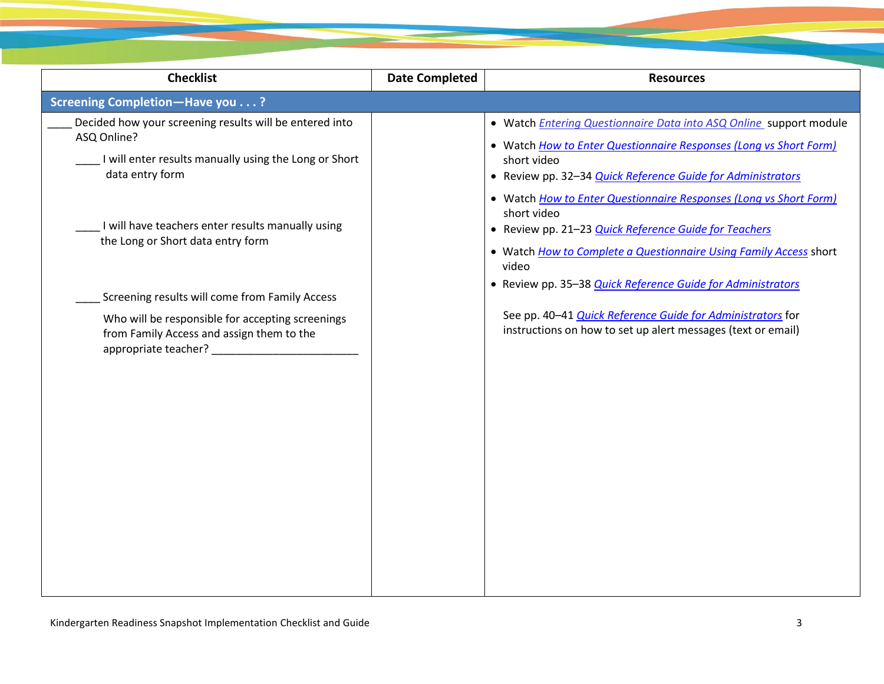| Checklist | Date Completed | Resources |
|---|---|---|
| **Screening Completion—Have you . . . ?** | | |
| ____ Decided how your screening results will be entered into ASQ Online? | | • Watch *Entering Questionnaire Data into ASQ Online* support module |
| ____ I will enter results manually using the Long or Short data entry form | | • Watch *How to Enter Questionnaire Responses (Long vs Short Form)* short video<br>• Review pp. 32–34 *Quick Reference Guide for Administrators* |
| ____ I will have teachers enter results manually using the Long or Short data entry form | | • Watch *How to Enter Questionnaire Responses (Long vs Short Form)* short video<br>• Review pp. 21–23 *Quick Reference Guide for Teachers* |
| ____ Screening results will come from Family Access<br><br>Who will be responsible for accepting screenings from Family Access and assign them to the appropriate teacher? _________________________ | | • Watch *How to Complete a Questionnaire Using Family Access* short video<br>• Review pp. 35–38 *Quick Reference Guide for Administrators*<br><br>See pp. 40–41 *Quick Reference Guide for Administrators* for instructions on how to set up alert messages (text or email) |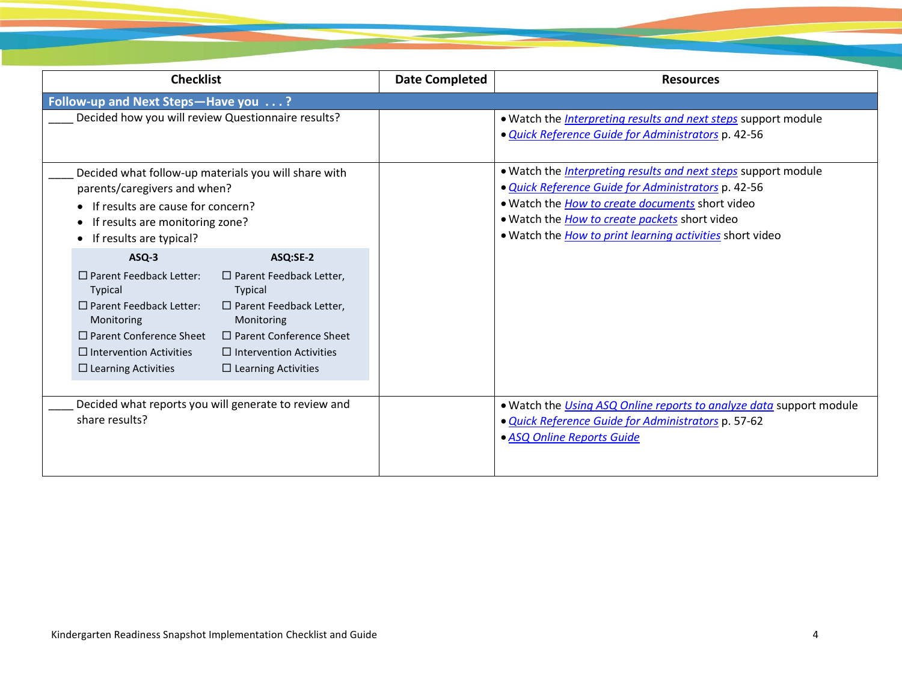| Checklist | Date Completed | Resources |
|---|---|---|
| **Follow-up and Next Steps—Have you . . . ?** | | |
| ____ Decided how you will review Questionnaire results? | | • Watch the *Interpreting results and next steps* support module<br>• *Quick Reference Guide for Administrators* p. 42-56 |
| ____ Decided what follow-up materials you will share with parents/caregivers and when?<br>• If results are cause for concern?<br>• If results are monitoring zone?<br>• If results are typical?<br>**ASQ-3**<br>☐ Parent Feedback Letter: Typical<br>☐ Parent Feedback Letter: Monitoring<br>☐ Parent Conference Sheet<br>☐ Intervention Activities<br>☐ Learning Activities<br>**ASQ:SE-2**<br>☐ Parent Feedback Letter, Typical<br>☐ Parent Feedback Letter, Monitoring<br>☐ Parent Conference Sheet<br>☐ Intervention Activities<br>☐ Learning Activities | | • Watch the *Interpreting results and next steps* support module<br>• *Quick Reference Guide for Administrators* p. 42-56<br>• Watch the *How to create documents* short video<br>• Watch the *How to create packets* short video<br>• Watch the *How to print learning activities* short video |
| ____ Decided what reports you will generate to review and share results? | | • Watch the *Using ASQ Online reports to analyze data* support module<br>• *Quick Reference Guide for Administrators* p. 57-62<br>• *ASQ Online Reports Guide* |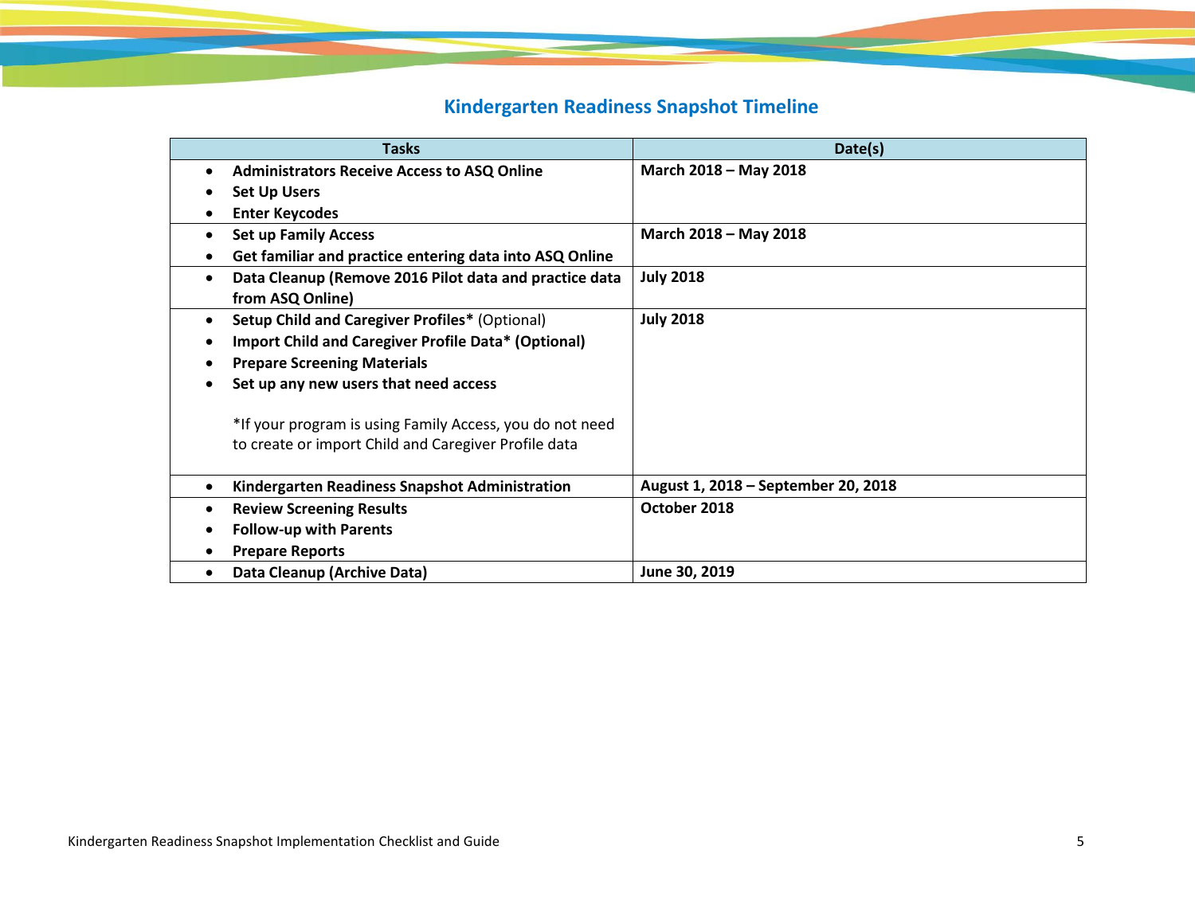## Kindergarten Readiness Snapshot Timeline

| Tasks | Date(s) |
|---|---|
| • **Administrators Receive Access to ASQ Online**<br>• **Set Up Users**<br>• **Enter Keycodes** | **March 2018 – May 2018** |
| • **Set up Family Access**<br>• **Get familiar and practice entering data into ASQ Online** | **March 2018 – May 2018** |
| • **Data Cleanup (Remove 2016 Pilot data and practice data from ASQ Online)** | **July 2018** |
| • **Setup Child and Caregiver Profiles*** (Optional)<br>• **Import Child and Caregiver Profile Data* (Optional)**<br>• **Prepare Screening Materials**<br>• **Set up any new users that need access**<br><br>*If your program is using Family Access, you do not need to create or import Child and Caregiver Profile data | **July 2018** |
| • **Kindergarten Readiness Snapshot Administration** | **August 1, 2018 – September 20, 2018** |
| • **Review Screening Results**<br>• **Follow-up with Parents**<br>• **Prepare Reports** | **October 2018** |
| • **Data Cleanup (Archive Data)** | **June 30, 2019** |